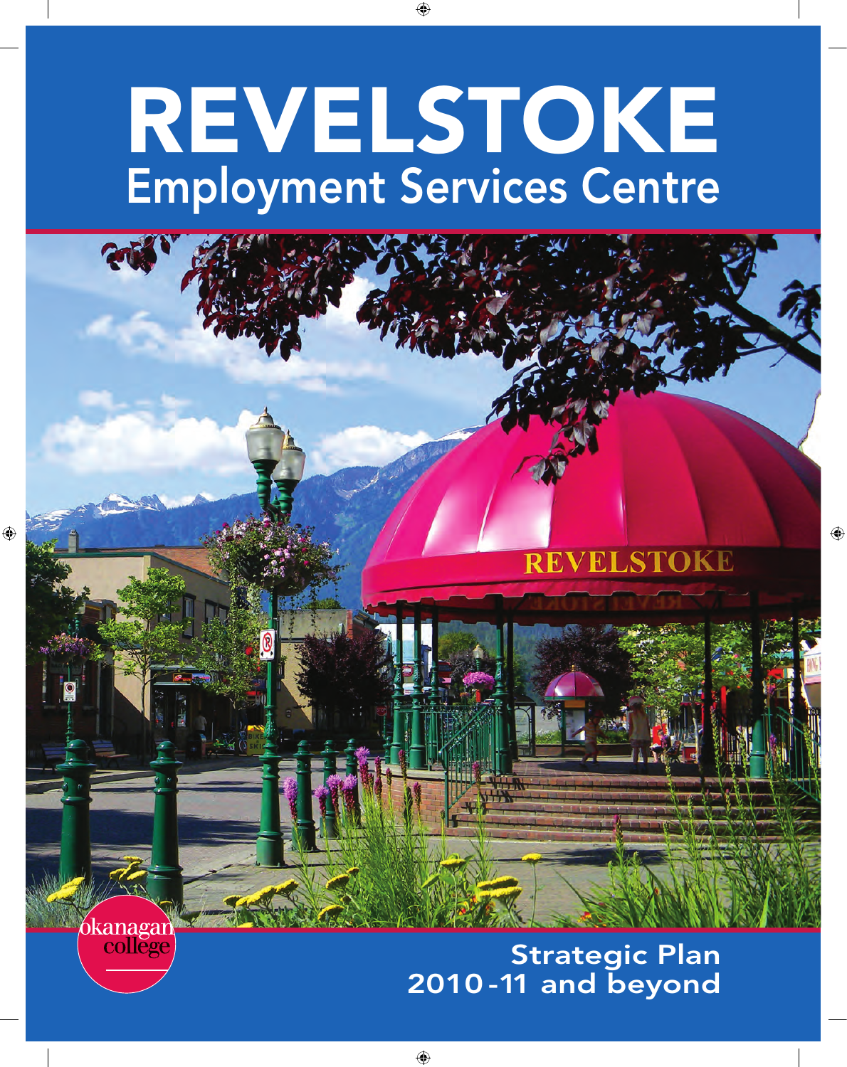# REVELSTOKE
## Employment Services Centre

okanagan college

Strategic Plan
2010-11 and beyond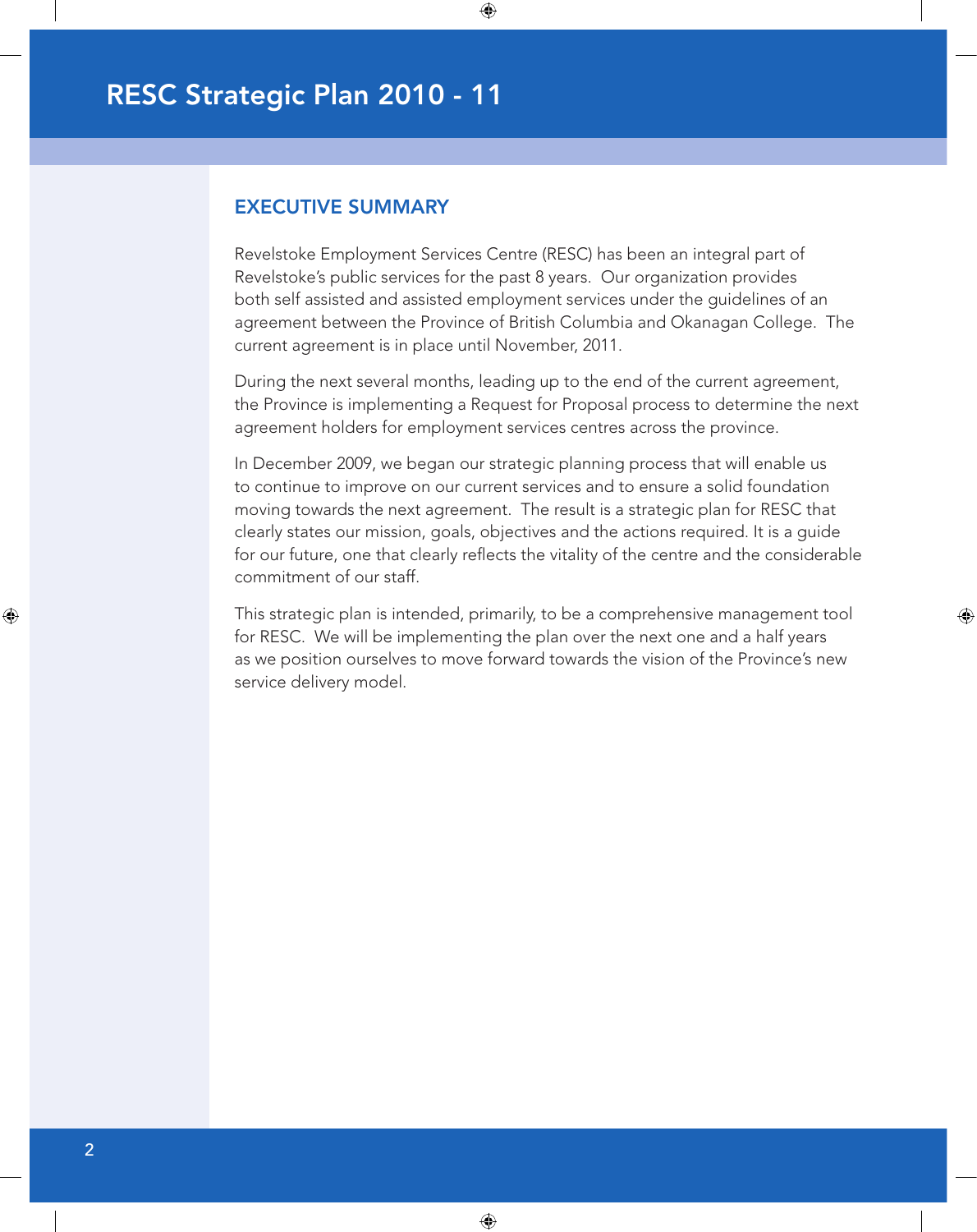## EXECUTIVE SUMMARY

Revelstoke Employment Services Centre (RESC) has been an integral part of Revelstoke's public services for the past 8 years. Our organization provides both self assisted and assisted employment services under the guidelines of an agreement between the Province of British Columbia and Okanagan College. The current agreement is in place until November, 2011.

During the next several months, leading up to the end of the current agreement, the Province is implementing a Request for Proposal process to determine the next agreement holders for employment services centres across the province.

In December 2009, we began our strategic planning process that will enable us to continue to improve on our current services and to ensure a solid foundation moving towards the next agreement. The result is a strategic plan for RESC that clearly states our mission, goals, objectives and the actions required. It is a guide for our future, one that clearly reflects the vitality of the centre and the considerable commitment of our staff.

This strategic plan is intended, primarily, to be a comprehensive management tool for RESC. We will be implementing the plan over the next one and a half years as we position ourselves to move forward towards the vision of the Province's new service delivery model.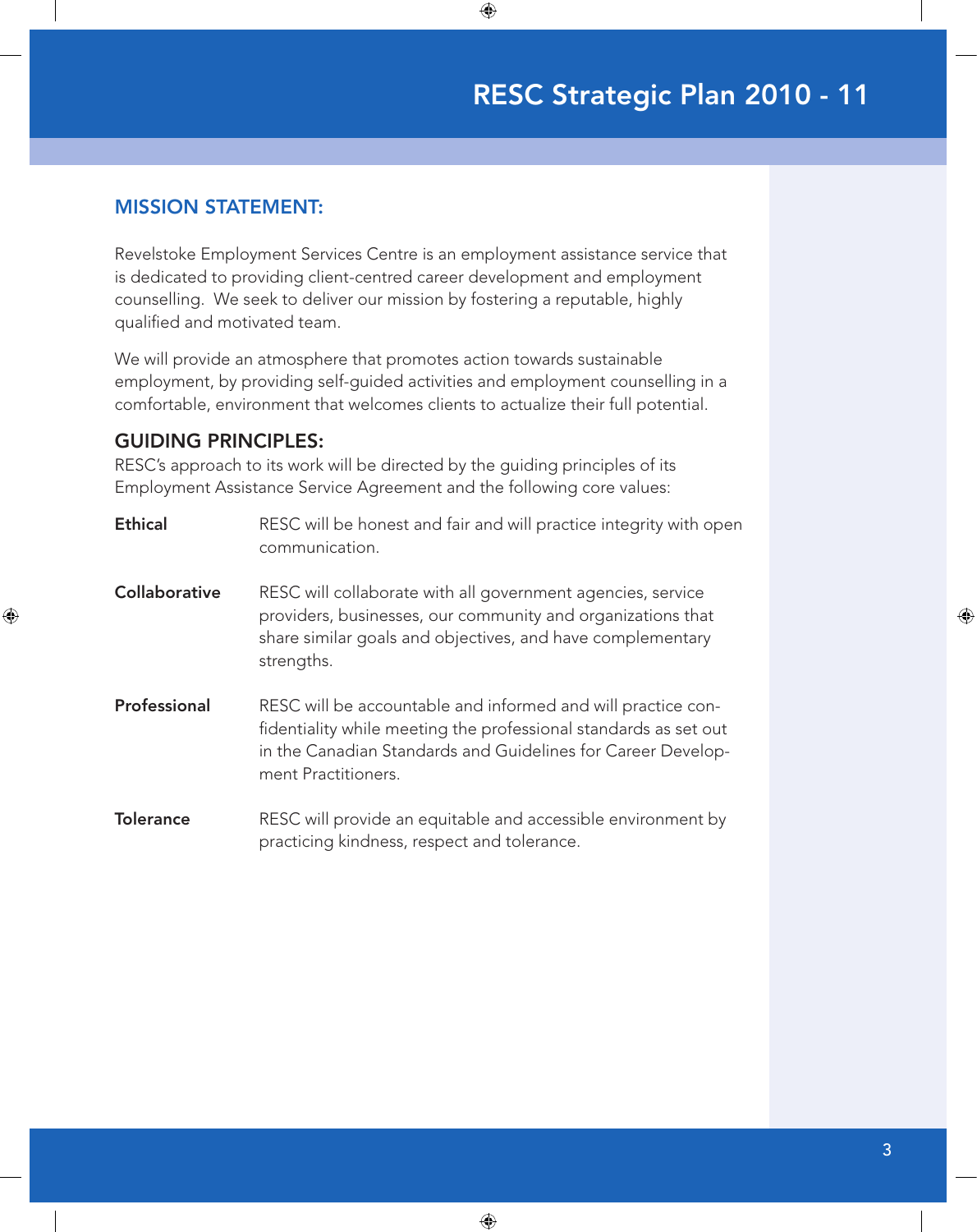## MISSION STATEMENT:

Revelstoke Employment Services Centre is an employment assistance service that is dedicated to providing client-centred career development and employment counselling. We seek to deliver our mission by fostering a reputable, highly qualified and motivated team.

We will provide an atmosphere that promotes action towards sustainable employment, by providing self-guided activities and employment counselling in a comfortable, environment that welcomes clients to actualize their full potential.

## GUIDING PRINCIPLES:

RESC's approach to its work will be directed by the guiding principles of its Employment Assistance Service Agreement and the following core values:

**Ethical** — RESC will be honest and fair and will practice integrity with open communication.

**Collaborative** — RESC will collaborate with all government agencies, service providers, businesses, our community and organizations that share similar goals and objectives, and have complementary strengths.

**Professional** — RESC will be accountable and informed and will practice confidentiality while meeting the professional standards as set out in the Canadian Standards and Guidelines for Career Development Practitioners.

**Tolerance** — RESC will provide an equitable and accessible environment by practicing kindness, respect and tolerance.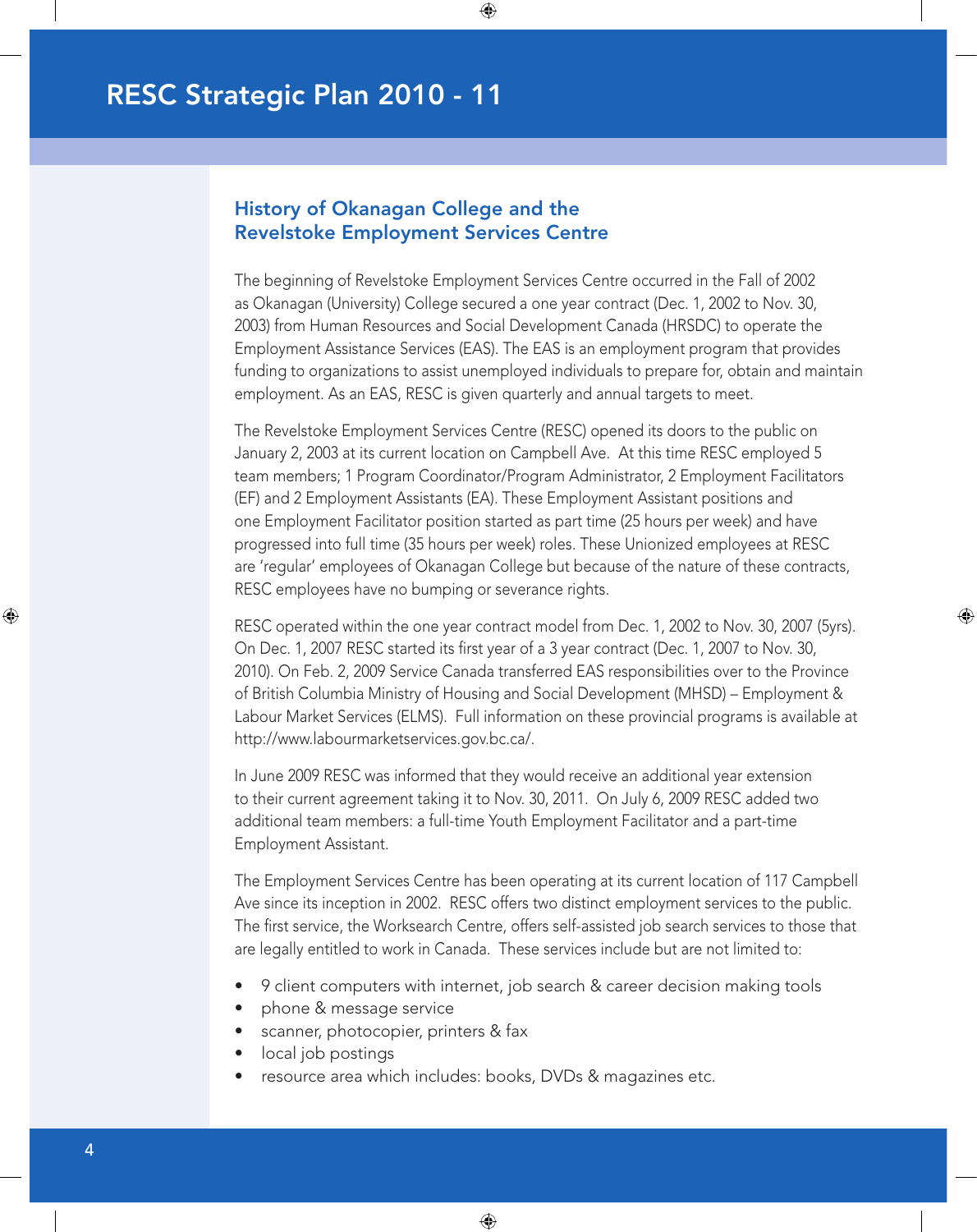## History of Okanagan College and the Revelstoke Employment Services Centre

The beginning of Revelstoke Employment Services Centre occurred in the Fall of 2002 as Okanagan (University) College secured a one year contract (Dec. 1, 2002 to Nov. 30, 2003) from Human Resources and Social Development Canada (HRSDC) to operate the Employment Assistance Services (EAS). The EAS is an employment program that provides funding to organizations to assist unemployed individuals to prepare for, obtain and maintain employment. As an EAS, RESC is given quarterly and annual targets to meet.

The Revelstoke Employment Services Centre (RESC) opened its doors to the public on January 2, 2003 at its current location on Campbell Ave. At this time RESC employed 5 team members; 1 Program Coordinator/Program Administrator, 2 Employment Facilitators (EF) and 2 Employment Assistants (EA). These Employment Assistant positions and one Employment Facilitator position started as part time (25 hours per week) and have progressed into full time (35 hours per week) roles. These Unionized employees at RESC are 'regular' employees of Okanagan College but because of the nature of these contracts, RESC employees have no bumping or severance rights.

RESC operated within the one year contract model from Dec. 1, 2002 to Nov. 30, 2007 (5yrs). On Dec. 1, 2007 RESC started its first year of a 3 year contract (Dec. 1, 2007 to Nov. 30, 2010). On Feb. 2, 2009 Service Canada transferred EAS responsibilities over to the Province of British Columbia Ministry of Housing and Social Development (MHSD) – Employment & Labour Market Services (ELMS). Full information on these provincial programs is available at http://www.labourmarketservices.gov.bc.ca/.

In June 2009 RESC was informed that they would receive an additional year extension to their current agreement taking it to Nov. 30, 2011. On July 6, 2009 RESC added two additional team members: a full-time Youth Employment Facilitator and a part-time Employment Assistant.

The Employment Services Centre has been operating at its current location of 117 Campbell Ave since its inception in 2002. RESC offers two distinct employment services to the public. The first service, the Worksearch Centre, offers self-assisted job search services to those that are legally entitled to work in Canada. These services include but are not limited to:

- 9 client computers with internet, job search & career decision making tools
- phone & message service
- scanner, photocopier, printers & fax
- local job postings
- resource area which includes: books, DVDs & magazines etc.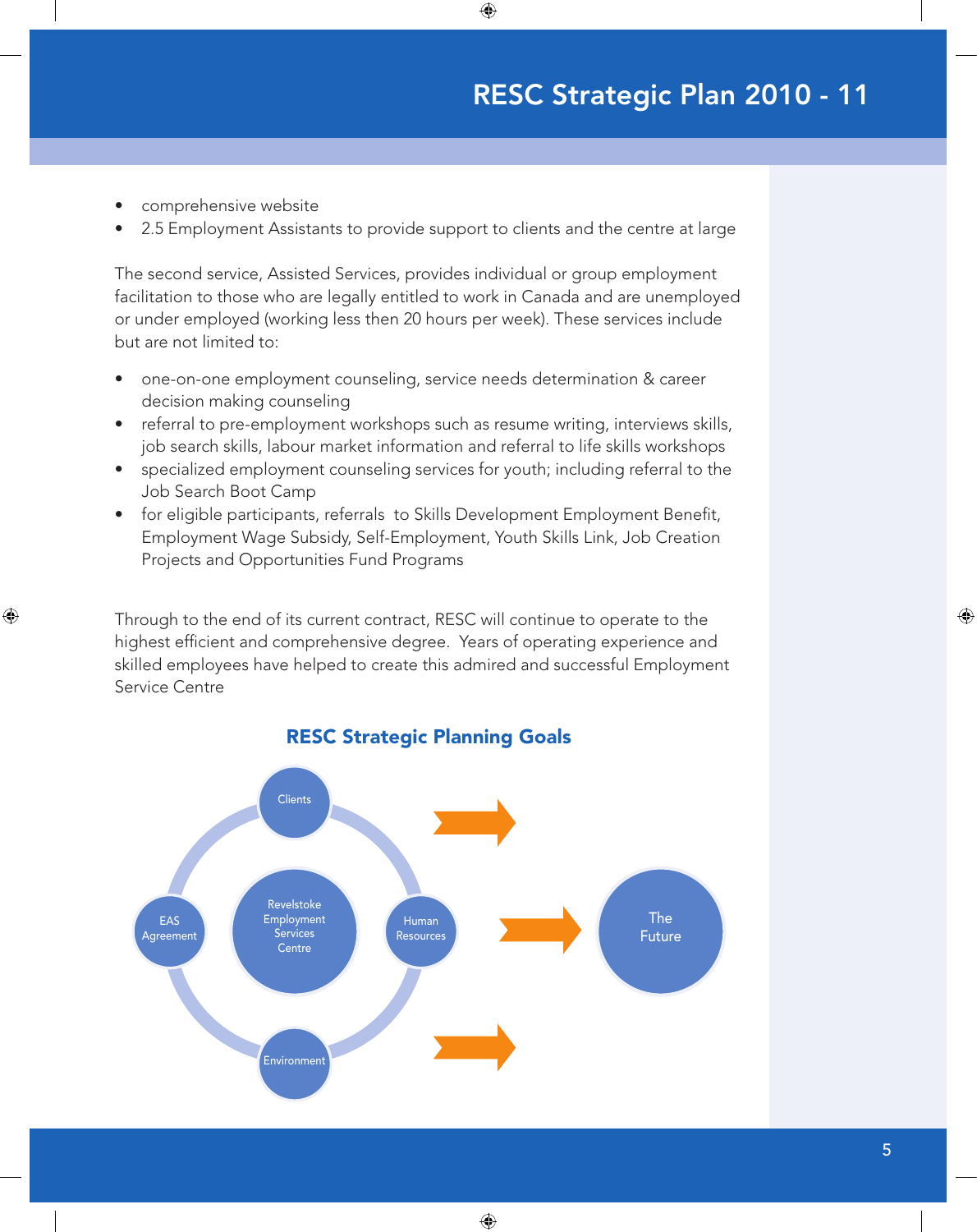- comprehensive website
- 2.5 Employment Assistants to provide support to clients and the centre at large

The second service, Assisted Services, provides individual or group employment facilitation to those who are legally entitled to work in Canada and are unemployed or under employed (working less then 20 hours per week). These services include but are not limited to:

- one-on-one employment counseling, service needs determination & career decision making counseling
- referral to pre-employment workshops such as resume writing, interviews skills, job search skills, labour market information and referral to life skills workshops
- specialized employment counseling services for youth; including referral to the Job Search Boot Camp
- for eligible participants, referrals to Skills Development Employment Benefit, Employment Wage Subsidy, Self-Employment, Youth Skills Link, Job Creation Projects and Opportunities Fund Programs

Through to the end of its current contract, RESC will continue to operate to the highest efficient and comprehensive degree. Years of operating experience and skilled employees have helped to create this admired and successful Employment Service Centre

## RESC Strategic Planning Goals

Clients

EAS Agreement

Revelstoke Employment Services Centre

Human Resources

Environment

The Future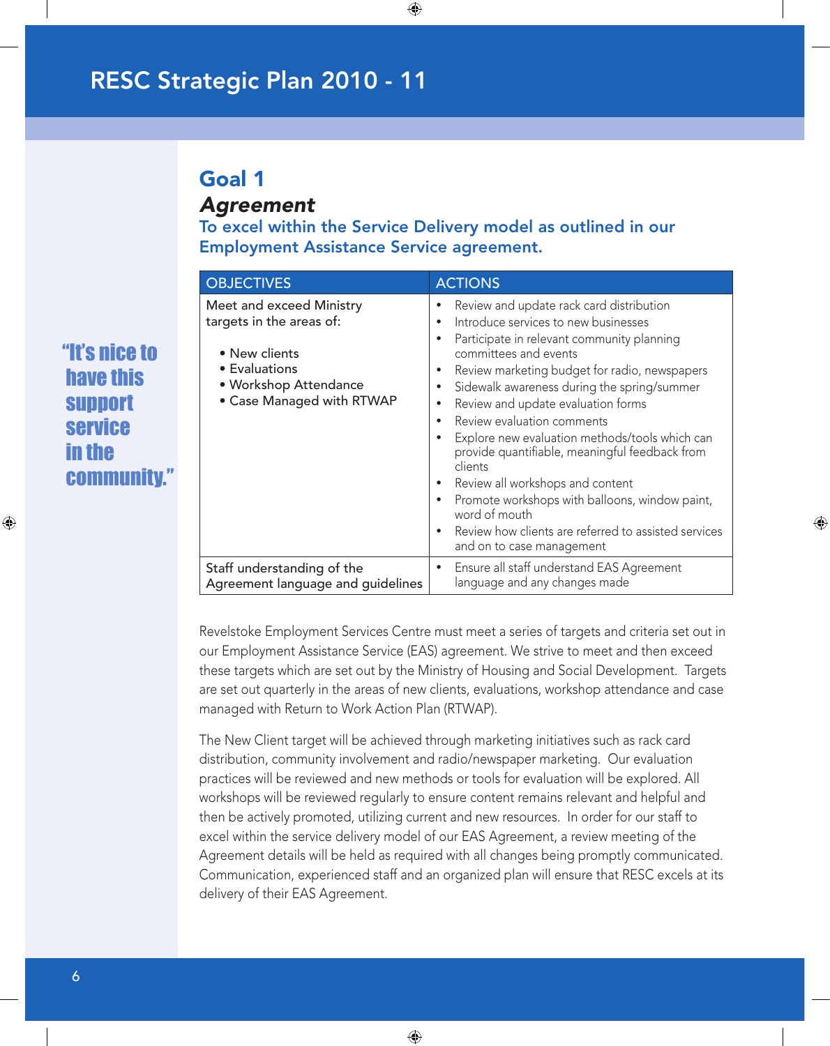# RESC Strategic Plan 2010 - 11

## Goal 1

### *Agreement*

**To excel within the Service Delivery model as outlined in our Employment Assistance Service agreement.**

"It's nice to have this support service in the community."

| OBJECTIVES | ACTIONS |
|---|---|
| Meet and exceed Ministry targets in the areas of: <br>• New clients <br>• Evaluations <br>• Workshop Attendance <br>• Case Managed with RTWAP | • Review and update rack card distribution <br>• Introduce services to new businesses <br>• Participate in relevant community planning committees and events <br>• Review marketing budget for radio, newspapers <br>• Sidewalk awareness during the spring/summer <br>• Review and update evaluation forms <br>• Review evaluation comments <br>• Explore new evaluation methods/tools which can provide quantifiable, meaningful feedback from clients <br>• Review all workshops and content <br>• Promote workshops with balloons, window paint, word of mouth <br>• Review how clients are referred to assisted services and on to case management |
| Staff understanding of the Agreement language and guidelines | • Ensure all staff understand EAS Agreement language and any changes made |

Revelstoke Employment Services Centre must meet a series of targets and criteria set out in our Employment Assistance Service (EAS) agreement. We strive to meet and then exceed these targets which are set out by the Ministry of Housing and Social Development. Targets are set out quarterly in the areas of new clients, evaluations, workshop attendance and case managed with Return to Work Action Plan (RTWAP).

The New Client target will be achieved through marketing initiatives such as rack card distribution, community involvement and radio/newspaper marketing. Our evaluation practices will be reviewed and new methods or tools for evaluation will be explored. All workshops will be reviewed regularly to ensure content remains relevant and helpful and then be actively promoted, utilizing current and new resources. In order for our staff to excel within the service delivery model of our EAS Agreement, a review meeting of the Agreement details will be held as required with all changes being promptly communicated. Communication, experienced staff and an organized plan will ensure that RESC excels at its delivery of their EAS Agreement.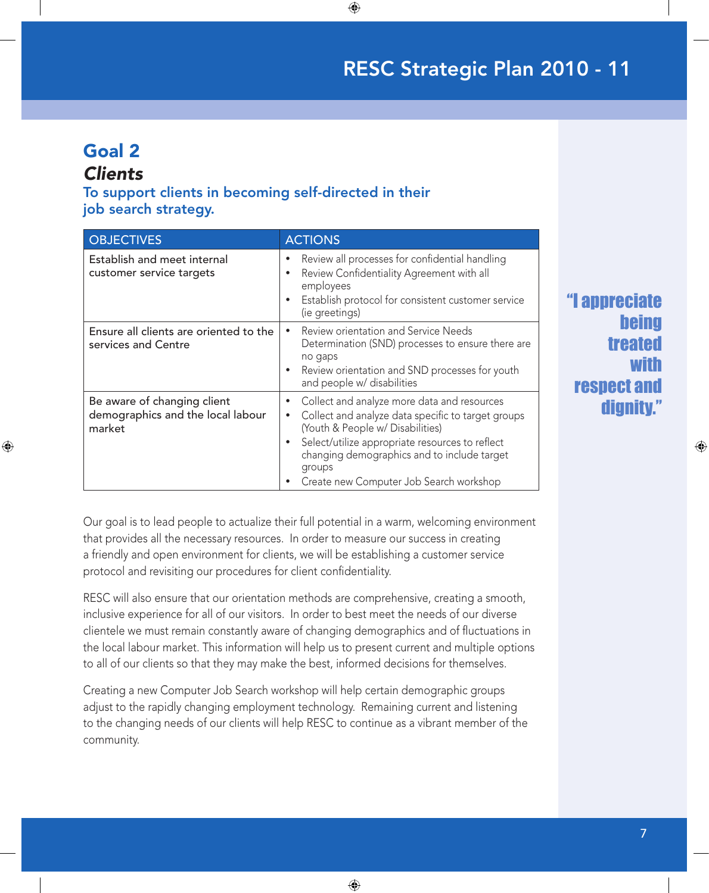## Goal 2

### *Clients*

**To support clients in becoming self-directed in their job search strategy.**

| OBJECTIVES | ACTIONS |
|---|---|
| Establish and meet internal customer service targets | • Review all processes for confidential handling<br>• Review Confidentiality Agreement with all employees<br>• Establish protocol for consistent customer service (ie greetings) |
| Ensure all clients are oriented to the services and Centre | • Review orientation and Service Needs Determination (SND) processes to ensure there are no gaps<br>• Review orientation and SND processes for youth and people w/ disabilities |
| Be aware of changing client demographics and the local labour market | • Collect and analyze more data and resources<br>• Collect and analyze data specific to target groups (Youth & People w/ Disabilities)<br>• Select/utilize appropriate resources to reflect changing demographics and to include target groups<br>• Create new Computer Job Search workshop |

Our goal is to lead people to actualize their full potential in a warm, welcoming environment that provides all the necessary resources. In order to measure our success in creating a friendly and open environment for clients, we will be establishing a customer service protocol and revisiting our procedures for client confidentiality.

RESC will also ensure that our orientation methods are comprehensive, creating a smooth, inclusive experience for all of our visitors. In order to best meet the needs of our diverse clientele we must remain constantly aware of changing demographics and of fluctuations in the local labour market. This information will help us to present current and multiple options to all of our clients so that they may make the best, informed decisions for themselves.

Creating a new Computer Job Search workshop will help certain demographic groups adjust to the rapidly changing employment technology. Remaining current and listening to the changing needs of our clients will help RESC to continue as a vibrant member of the community.

**"I appreciate being treated with respect and dignity."**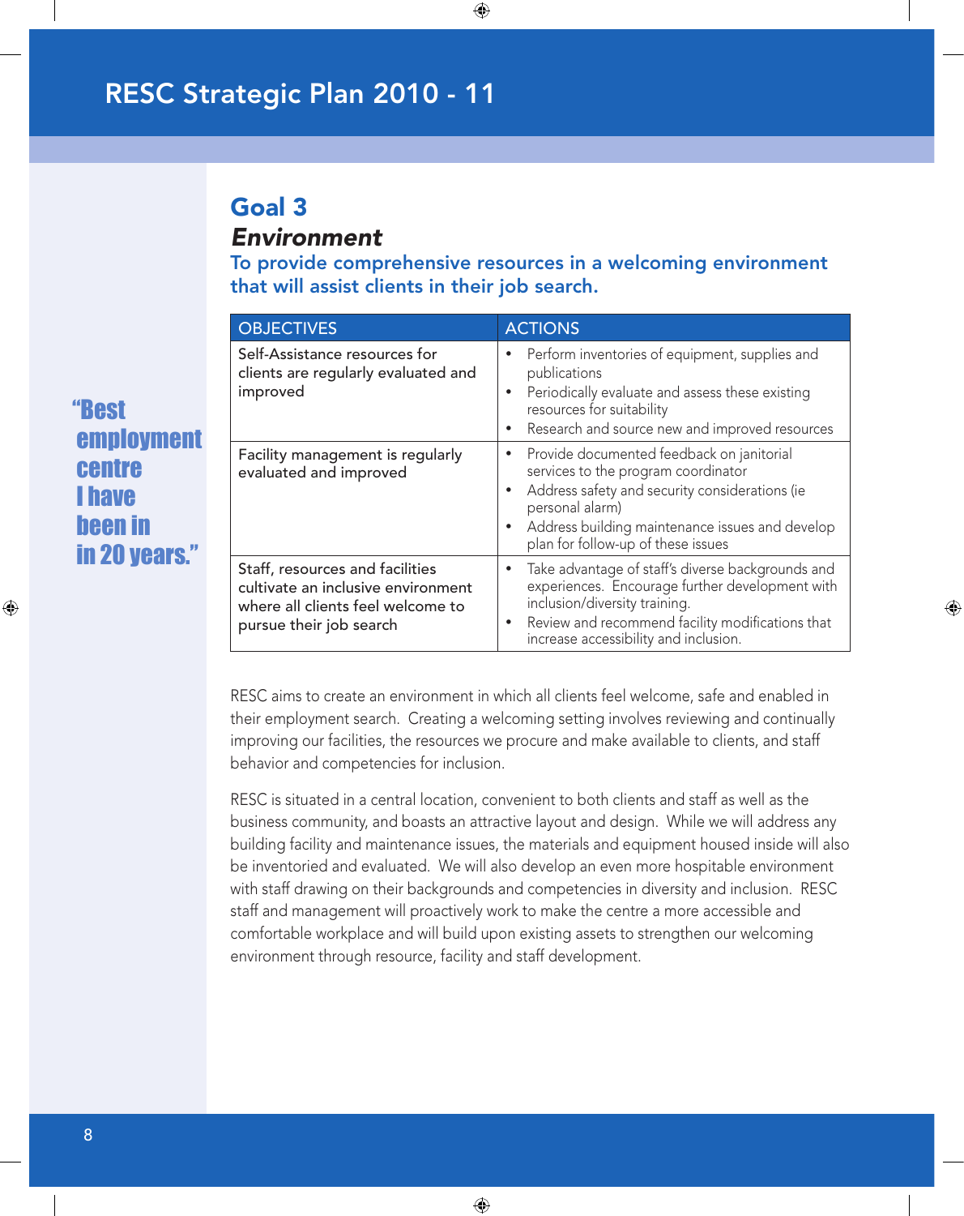## Goal 3

### *Environment*

**To provide comprehensive resources in a welcoming environment that will assist clients in their job search.**

"Best employment centre I have been in in 20 years."

| OBJECTIVES | ACTIONS |
|---|---|
| Self-Assistance resources for clients are regularly evaluated and improved | • Perform inventories of equipment, supplies and publications<br>• Periodically evaluate and assess these existing resources for suitability<br>• Research and source new and improved resources |
| Facility management is regularly evaluated and improved | • Provide documented feedback on janitorial services to the program coordinator<br>• Address safety and security considerations (ie personal alarm)<br>• Address building maintenance issues and develop plan for follow-up of these issues |
| Staff, resources and facilities cultivate an inclusive environment where all clients feel welcome to pursue their job search | • Take advantage of staff's diverse backgrounds and experiences. Encourage further development with inclusion/diversity training.<br>• Review and recommend facility modifications that increase accessibility and inclusion. |

RESC aims to create an environment in which all clients feel welcome, safe and enabled in their employment search. Creating a welcoming setting involves reviewing and continually improving our facilities, the resources we procure and make available to clients, and staff behavior and competencies for inclusion.

RESC is situated in a central location, convenient to both clients and staff as well as the business community, and boasts an attractive layout and design. While we will address any building facility and maintenance issues, the materials and equipment housed inside will also be inventoried and evaluated. We will also develop an even more hospitable environment with staff drawing on their backgrounds and competencies in diversity and inclusion. RESC staff and management will proactively work to make the centre a more accessible and comfortable workplace and will build upon existing assets to strengthen our welcoming environment through resource, facility and staff development.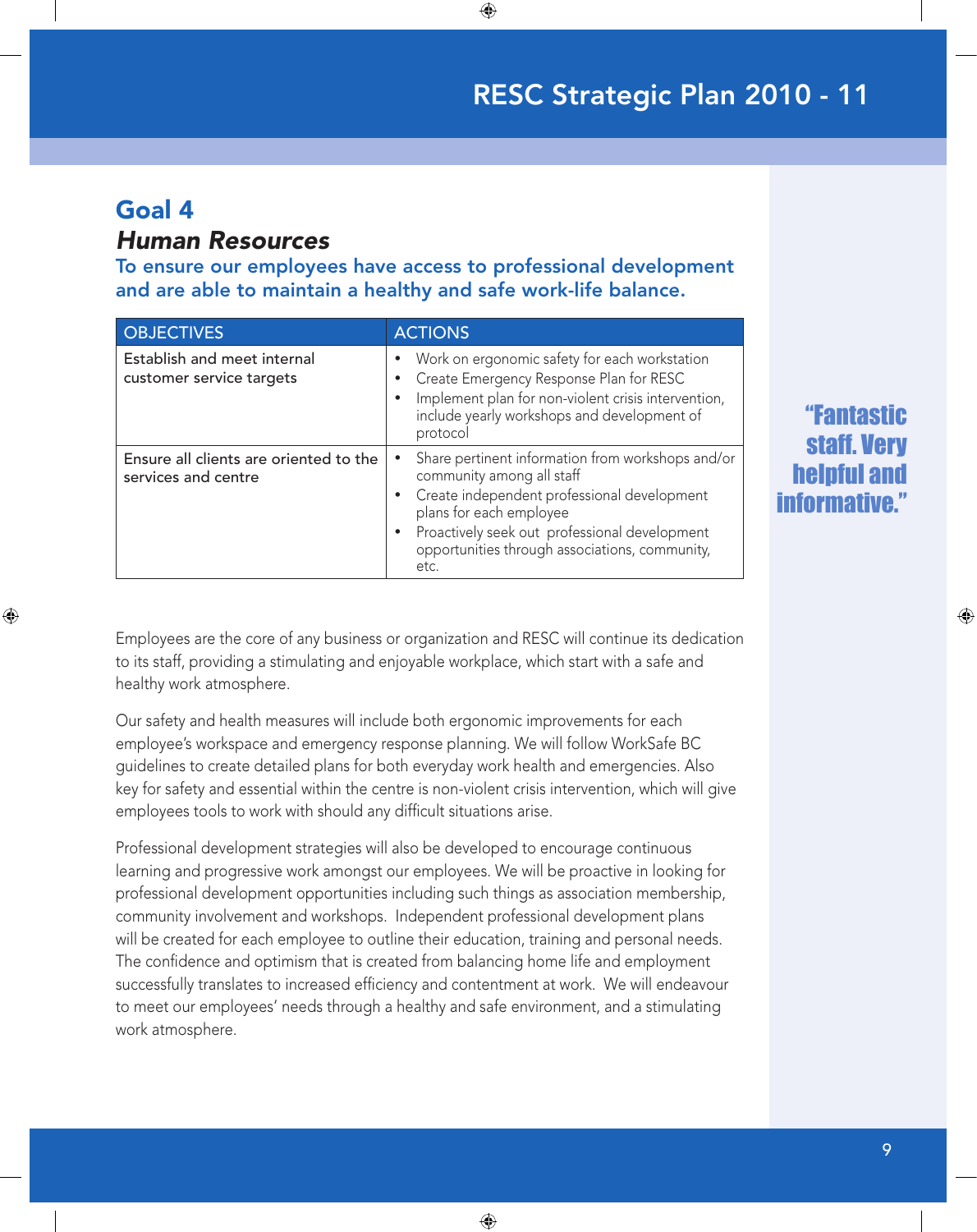# Goal 4

## *Human Resources*

**To ensure our employees have access to professional development and are able to maintain a healthy and safe work-life balance.**

| OBJECTIVES | ACTIONS |
|---|---|
| Establish and meet internal customer service targets | • Work on ergonomic safety for each workstation<br>• Create Emergency Response Plan for RESC<br>• Implement plan for non-violent crisis intervention, include yearly workshops and development of protocol |
| Ensure all clients are oriented to the services and centre | • Share pertinent information from workshops and/or community among all staff<br>• Create independent professional development plans for each employee<br>• Proactively seek out professional development opportunities through associations, community, etc. |

Employees are the core of any business or organization and RESC will continue its dedication to its staff, providing a stimulating and enjoyable workplace, which start with a safe and healthy work atmosphere.

Our safety and health measures will include both ergonomic improvements for each employee's workspace and emergency response planning. We will follow WorkSafe BC guidelines to create detailed plans for both everyday work health and emergencies. Also key for safety and essential within the centre is non-violent crisis intervention, which will give employees tools to work with should any difficult situations arise.

Professional development strategies will also be developed to encourage continuous learning and progressive work amongst our employees. We will be proactive in looking for professional development opportunities including such things as association membership, community involvement and workshops. Independent professional development plans will be created for each employee to outline their education, training and personal needs. The confidence and optimism that is created from balancing home life and employment successfully translates to increased efficiency and contentment at work. We will endeavour to meet our employees' needs through a healthy and safe environment, and a stimulating work atmosphere.

**"Fantastic staff. Very helpful and informative."**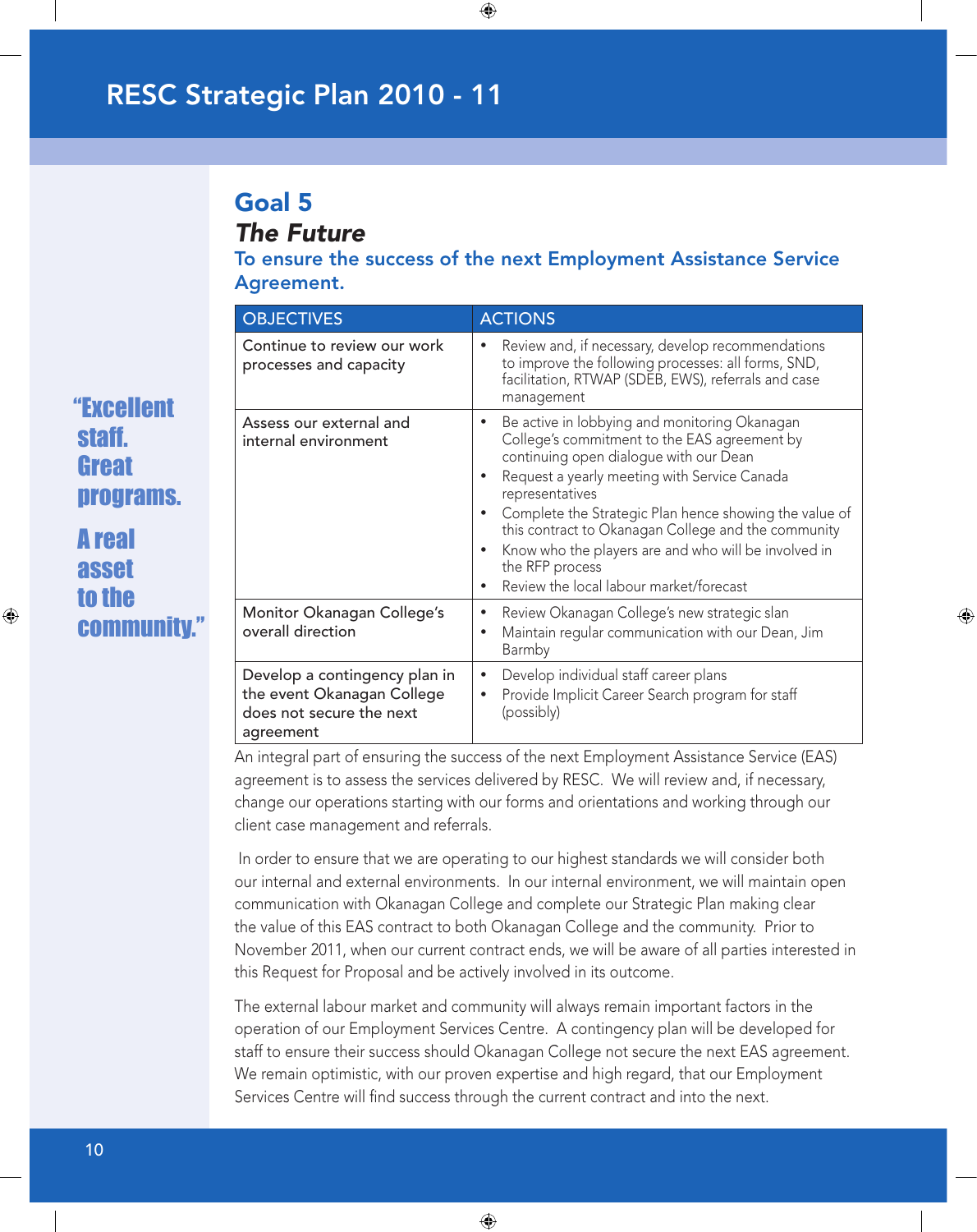# RESC Strategic Plan 2010 - 11

## Goal 5

### *The Future*

### To ensure the success of the next Employment Assistance Service Agreement.

| OBJECTIVES | ACTIONS |
|---|---|
| Continue to review our work processes and capacity | • Review and, if necessary, develop recommendations to improve the following processes: all forms, SND, facilitation, RTWAP (SDEB, EWS), referrals and case management |
| Assess our external and internal environment | • Be active in lobbying and monitoring Okanagan College's commitment to the EAS agreement by continuing open dialogue with our Dean<br>• Request a yearly meeting with Service Canada representatives<br>• Complete the Strategic Plan hence showing the value of this contract to Okanagan College and the community<br>• Know who the players are and who will be involved in the RFP process<br>• Review the local labour market/forecast |
| Monitor Okanagan College's overall direction | • Review Okanagan College's new strategic slan<br>• Maintain regular communication with our Dean, Jim Barmby |
| Develop a contingency plan in the event Okanagan College does not secure the next agreement | • Develop individual staff career plans<br>• Provide Implicit Career Search program for staff (possibly) |

An integral part of ensuring the success of the next Employment Assistance Service (EAS) agreement is to assess the services delivered by RESC. We will review and, if necessary, change our operations starting with our forms and orientations and working through our client case management and referrals.

In order to ensure that we are operating to our highest standards we will consider both our internal and external environments. In our internal environment, we will maintain open communication with Okanagan College and complete our Strategic Plan making clear the value of this EAS contract to both Okanagan College and the community. Prior to November 2011, when our current contract ends, we will be aware of all parties interested in this Request for Proposal and be actively involved in its outcome.

The external labour market and community will always remain important factors in the operation of our Employment Services Centre. A contingency plan will be developed for staff to ensure their success should Okanagan College not secure the next EAS agreement. We remain optimistic, with our proven expertise and high regard, that our Employment Services Centre will find success through the current contract and into the next.

**"Excellent staff. Great programs.**

**A real asset to the community."**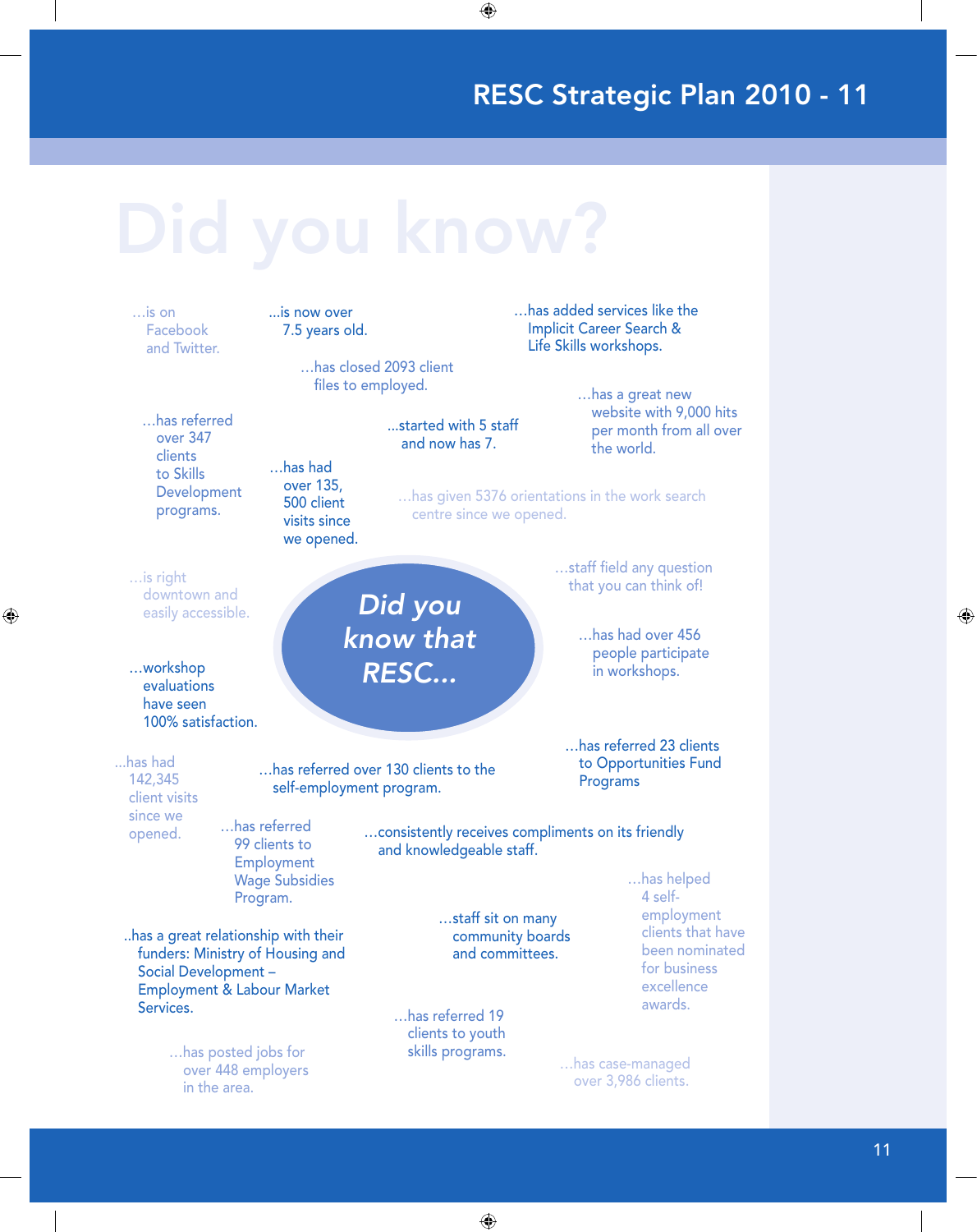# Did you know?

## Did you know that RESC...

...is on Facebook and Twitter.

...is now over 7.5 years old.

...has added services like the Implicit Career Search & Life Skills workshops.

...has closed 2093 client files to employed.

...has a great new website with 9,000 hits per month from all over the world.

...has referred over 347 clients to Skills Development programs.

...started with 5 staff and now has 7.

...has had over 135, 500 client visits since we opened.

...has given 5376 orientations in the work search centre since we opened.

...is right downtown and easily accessible.

...staff field any question that you can think of!

...has had over 456 people participate in workshops.

...workshop evaluations have seen 100% satisfaction.

...has had 142,345 client visits since we opened.

...has referred over 130 clients to the self-employment program.

...has referred 23 clients to Opportunities Fund Programs

...has referred 99 clients to Employment Wage Subsidies Program.

...consistently receives compliments on its friendly and knowledgeable staff.

...has helped 4 self-employment clients that have been nominated for business excellence awards.

..has a great relationship with their funders: Ministry of Housing and Social Development – Employment & Labour Market Services.

...staff sit on many community boards and committees.

...has referred 19 clients to youth skills programs.

...has posted jobs for over 448 employers in the area.

...has case-managed over 3,986 clients.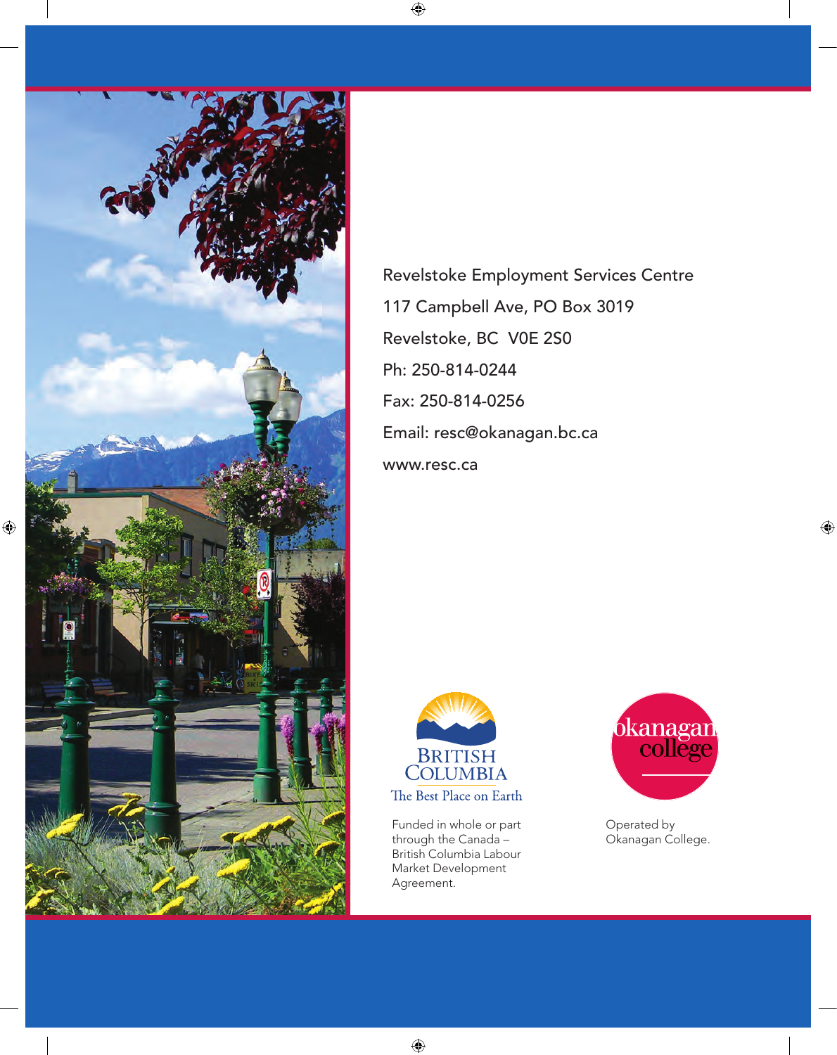Revelstoke Employment Services Centre

117 Campbell Ave, PO Box 3019

Revelstoke, BC  V0E 2S0

Ph: 250-814-0244

Fax: 250-814-0256

Email: resc@okanagan.bc.ca

www.resc.ca

BRITISH COLUMBIA
The Best Place on Earth

Funded in whole or part through the Canada – British Columbia Labour Market Development Agreement.

okanagan college

Operated by Okanagan College.